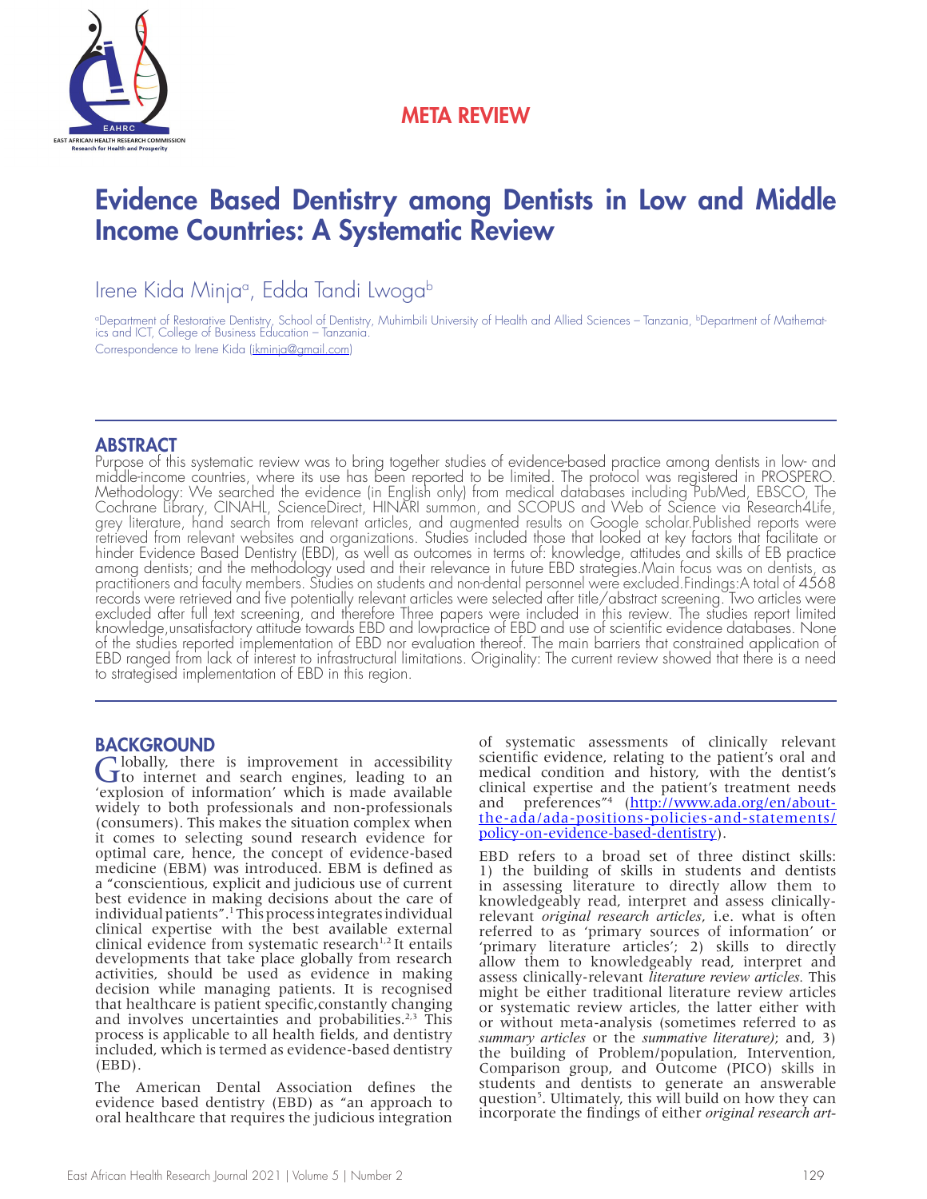META REVIEW

# Evidence Based Dentistry among Dentists in Low and Middle Income Countries: A Systematic Review

Irene Kida Minja[a], Edda Tandi Lwoga[b]

[a]Department of Restorative Dentistry, School of Dentistry, Muhimbili University of Health and Allied Sciences – Tanzania, [b]Department of Mathematics and ICT, College of Business Education – Tanzania.

Correspondence to Irene Kida (ikminja@gmail.com)

## ABSTRACT

Purpose of this systematic review was to bring together studies of evidence-based practice among dentists in low- and middle-income countries, where its use has been reported to be limited. The protocol was registered in PROSPERO. Methodology: We searched the evidence (in English only) from medical databases including PubMed, EBSCO, The Cochrane Library, CINAHL, ScienceDirect, HINARI summon, and SCOPUS and Web of Science via Research4Life, grey literature, hand search from relevant articles, and augmented results on Google scholar.Published reports were retrieved from relevant websites and organizations. Studies included those that looked at key factors that facilitate or hinder Evidence Based Dentistry (EBD), as well as outcomes in terms of: knowledge, attitudes and skills of EB practice among dentists; and the methodology used and their relevance in future EBD strategies.Main focus was on dentists, as practitioners and faculty members. Studies on students and non-dental personnel were excluded. Findings:A total of 4568 records were retrieved and five potentially relevant articles were selected after title/abstract screening. Two articles were excluded after full text screening, and therefore Three papers were included in this review. The studies report limited knowledge,unsatisfactory attitude towards EBD and lowpractice of EBD and use of scientific evidence databases. None of the studies reported implementation of EBD nor evaluation thereof. The main barriers that constrained application of EBD ranged from lack of interest to infrastructural limitations. Originality: The current review showed that there is a need to strategised implementation of EBD in this region.

## BACKGROUND

Globally, there is improvement in accessibility to internet and search engines, leading to an 'explosion of information' which is made available widely to both professionals and non-professionals (consumers). This makes the situation complex when it comes to selecting sound research evidence for optimal care, hence, the concept of evidence-based medicine (EBM) was introduced. EBM is defined as a "conscientious, explicit and judicious use of current best evidence in making decisions about the care of individual patients".[1] This process integrates individual clinical expertise with the best available external clinical evidence from systematic research[1,2] It entails developments that take place globally from research activities, should be used as evidence in making decision while managing patients. It is recognised that healthcare is patient specific,constantly changing and involves uncertainties and probabilities.[2,3] This process is applicable to all health fields, and dentistry included, which is termed as evidence-based dentistry (EBD).

The American Dental Association defines the evidence based dentistry (EBD) as "an approach to oral healthcare that requires the judicious integration of systematic assessments of clinically relevant scientific evidence, relating to the patient's oral and medical condition and history, with the dentist's clinical expertise and the patient's treatment needs and preferences"[4] (http://www.ada.org/en/about-the-ada/ada-positions-policies-and-statements/policy-on-evidence-based-dentistry).

EBD refers to a broad set of three distinct skills: 1) the building of skills in students and dentists in assessing literature to directly allow them to knowledgeably read, interpret and assess clinically-relevant *original research articles*, i.e. what is often referred to as 'primary sources of information' or 'primary literature articles'; 2) skills to directly allow them to knowledgeably read, interpret and assess clinically-relevant *literature review articles.* This might be either traditional literature review articles or systematic review articles, the latter either with or without meta-analysis (sometimes referred to as *summary articles* or the *summative literature)*; and, 3) the building of Problem/population, Intervention, Comparison group, and Outcome (PICO) skills in students and dentists to generate an answerable question[5]. Ultimately, this will build on how they can incorporate the findings of either *original research art-*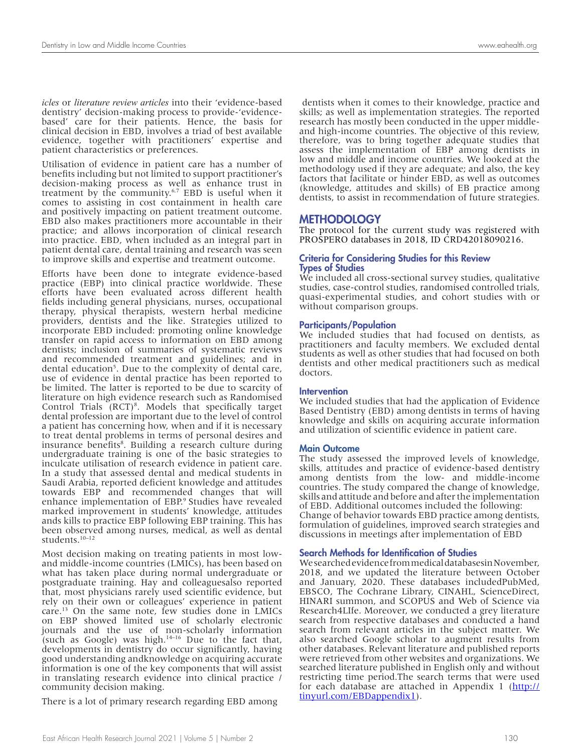*icles* or *literature review articles* into their 'evidence-based dentistry' decision-making process to provide-'evidence-based' care for their patients. Hence, the basis for clinical decision in EBD, involves a triad of best available evidence, together with practitioners' expertise and patient characteristics or preferences.

Utilisation of evidence in patient care has a number of benefits including but not limited to support practitioner's decision-making process as well as enhance trust in treatment by the community.[6,7] EBD is useful when it comes to assisting in cost containment in health care and positively impacting on patient treatment outcome. EBD also makes practitioners more accountable in their practice; and allows incorporation of clinical research into practice. EBD, when included as an integral part in patient dental care, dental training and research was seen to improve skills and expertise and treatment outcome.

Efforts have been done to integrate evidence-based practice (EBP) into clinical practice worldwide. These efforts have been evaluated across different health fields including general physicians, nurses, occupational therapy, physical therapists, western herbal medicine providers, dentists and the like. Strategies utilized to incorporate EBD included: promoting online knowledge transfer on rapid access to information on EBD among dentists; inclusion of summaries of systematic reviews and recommended treatment and guidelines; and in dental education[5]. Due to the complexity of dental care, use of evidence in dental practice has been reported to be limited. The latter is reported to be due to scarcity of literature on high evidence research such as Randomised Control Trials (RCT)[8]. Models that specifically target dental profession are important due to the level of control a patient has concerning how, when and if it is necessary to treat dental problems in terms of personal desires and insurance benefits[8]. Building a research culture during undergraduate training is one of the basic strategies to inculcate utilisation of research evidence in patient care. In a study that assessed dental and medical students in Saudi Arabia, reported deficient knowledge and attitudes towards EBP and recommended changes that will enhance implementation of EBP.[9] Studies have revealed marked improvement in students' knowledge, attitudes ands kills to practice EBP following EBP training. This has been observed among nurses, medical, as well as dental students.[10–12]

Most decision making on treating patients in most low- and middle-income countries (LMICs), has been based on what has taken place during normal undergraduate or postgraduate training. Hay and colleaguesalso reported that, most physicians rarely used scientific evidence, but rely on their own or colleagues' experience in patient care.[13] On the same note, few studies done in LMICs on EBP showed limited use of scholarly electronic journals and the use of non-scholarly information (such as Google) was high.[14–16] Due to the fact that, developments in dentistry do occur significantly, having good understanding andknowledge on acquiring accurate information is one of the key components that will assist in translating research evidence into clinical practice / community decision making.

There is a lot of primary research regarding EBD among dentists when it comes to their knowledge, practice and skills; as well as implementation strategies. The reported research has mostly been conducted in the upper middle- and high-income countries. The objective of this review, therefore, was to bring together adequate studies that assess the implementation of EBP among dentists in low and middle and income countries. We looked at the methodology used if they are adequate; and also, the key factors that facilitate or hinder EBD, as well as outcomes (knowledge, attitudes and skills) of EB practice among dentists, to assist in recommendation of future strategies.

## METHODOLOGY

The protocol for the current study was registered with PROSPERO databases in 2018, ID CRD42018090216.

### Criteria for Considering Studies for this Review

#### Types of Studies

We included all cross-sectional survey studies, qualitative studies, case-control studies, randomised controlled trials, quasi-experimental studies, and cohort studies with or without comparison groups.

#### Participants/Population

We included studies that had focused on dentists, as practitioners and faculty members. We excluded dental students as well as other studies that had focused on both dentists and other medical practitioners such as medical doctors.

#### Intervention

We included studies that had the application of Evidence Based Dentistry (EBD) among dentists in terms of having knowledge and skills on acquiring accurate information and utilization of scientific evidence in patient care.

#### Main Outcome

The study assessed the improved levels of knowledge, skills, attitudes and practice of evidence-based dentistry among dentists from the low- and middle-income countries. The study compared the change of knowledge, skills and attitude and before and after the implementation of EBD. Additional outcomes included the following:
Change of behavior towards EBD practice among dentists, formulation of guidelines, improved search strategies and discussions in meetings after implementation of EBD

#### Search Methods for Identification of Studies

We searched evidence from medical databasesin November, 2018, and we updated the literature between October and January, 2020. These databases includedPubMed, EBSCO, The Cochrane Library, CINAHL, ScienceDirect, HINARI summon, and SCOPUS and Web of Science via Research4LIfe. Moreover, we conducted a grey literature search from respective databases and conducted a hand search from relevant articles in the subject matter. We also searched Google scholar to augment results from other databases. Relevant literature and published reports were retrieved from other websites and organizations. We searched literature published in English only and without restricting time period.The search terms that were used for each database are attached in Appendix 1 (http://tinyurl.com/EBDappendix1).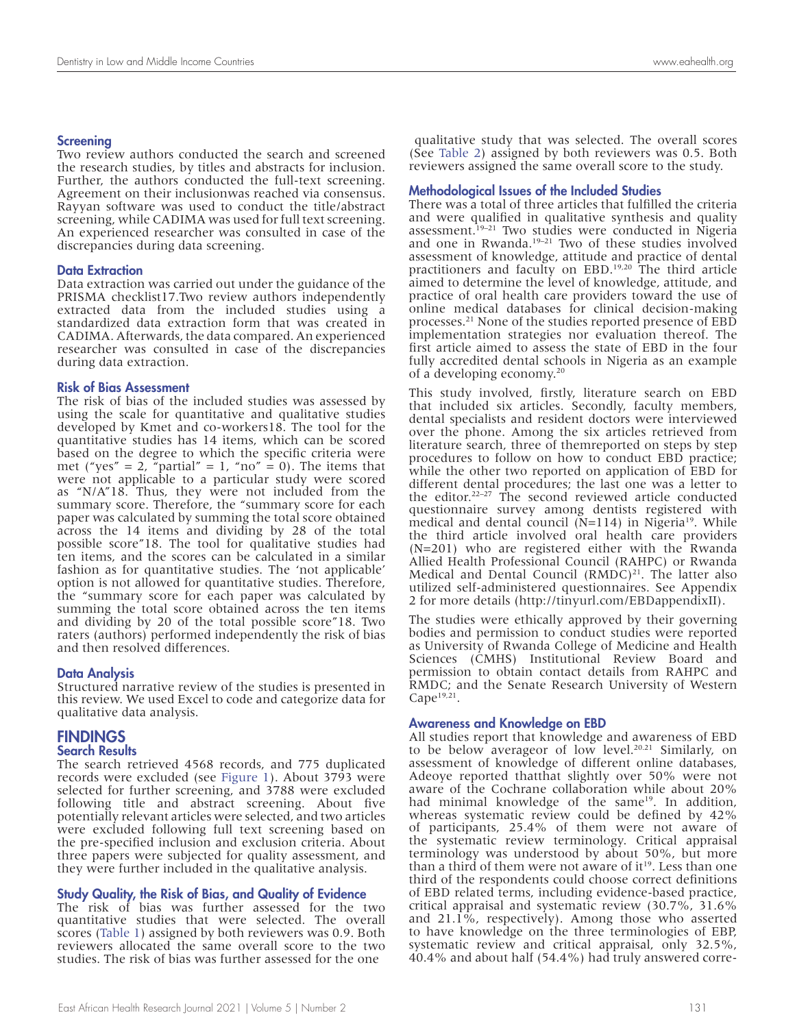### Screening

Two review authors conducted the search and screened the research studies, by titles and abstracts for inclusion. Further, the authors conducted the full-text screening. Agreement on their inclusionwas reached via consensus. Rayyan software was used to conduct the title/abstract screening, while CADIMA was used for full text screening. An experienced researcher was consulted in case of the discrepancies during data screening.

### Data Extraction

Data extraction was carried out under the guidance of the PRISMA checklist17.Two review authors independently extracted data from the included studies using a standardized data extraction form that was created in CADIMA. Afterwards, the data compared. An experienced researcher was consulted in case of the discrepancies during data extraction.

### Risk of Bias Assessment

The risk of bias of the included studies was assessed by using the scale for quantitative and qualitative studies developed by Kmet and co-workers18. The tool for the quantitative studies has 14 items, which can be scored based on the degree to which the specific criteria were met ("yes" = 2, "partial" = 1, "no" = 0). The items that were not applicable to a particular study were scored as "N/A"18. Thus, they were not included from the summary score. Therefore, the "summary score for each paper was calculated by summing the total score obtained across the 14 items and dividing by 28 of the total possible score"18. The tool for qualitative studies had ten items, and the scores can be calculated in a similar fashion as for quantitative studies. The 'not applicable' option is not allowed for quantitative studies. Therefore, the "summary score for each paper was calculated by summing the total score obtained across the ten items and dividing by 20 of the total possible score"18. Two raters (authors) performed independently the risk of bias and then resolved differences.

### Data Analysis

Structured narrative review of the studies is presented in this review. We used Excel to code and categorize data for qualitative data analysis.

## FINDINGS

### Search Results

The search retrieved 4568 records, and 775 duplicated records were excluded (see Figure 1). About 3793 were selected for further screening, and 3788 were excluded following title and abstract screening. About five potentially relevant articles were selected, and two articles were excluded following full text screening based on the pre-specified inclusion and exclusion criteria. About three papers were subjected for quality assessment, and they were further included in the qualitative analysis.

### Study Quality, the Risk of Bias, and Quality of Evidence

The risk of bias was further assessed for the two quantitative studies that were selected. The overall scores (Table 1) assigned by both reviewers was 0.9. Both reviewers allocated the same overall score to the two studies. The risk of bias was further assessed for the one qualitative study that was selected. The overall scores (See Table 2) assigned by both reviewers was 0.5. Both reviewers assigned the same overall score to the study.

### Methodological Issues of the Included Studies

There was a total of three articles that fulfilled the criteria and were qualified in qualitative synthesis and quality assessment.[19–21] Two studies were conducted in Nigeria and one in Rwanda.[19–21] Two of these studies involved assessment of knowledge, attitude and practice of dental practitioners and faculty on EBD.[19,20] The third article aimed to determine the level of knowledge, attitude, and practice of oral health care providers toward the use of online medical databases for clinical decision-making processes.[21] None of the studies reported presence of EBD implementation strategies nor evaluation thereof. The first article aimed to assess the state of EBD in the four fully accredited dental schools in Nigeria as an example of a developing economy.[20]

This study involved, firstly, literature search on EBD that included six articles. Secondly, faculty members, dental specialists and resident doctors were interviewed over the phone. Among the six articles retrieved from literature search, three of themreported on steps by step procedures to follow on how to conduct EBD practice; while the other two reported on application of EBD for different dental procedures; the last one was a letter to the editor.[22–27] The second reviewed article conducted questionnaire survey among dentists registered with medical and dental council (N=114) in Nigeria[19]. While the third article involved oral health care providers (N=201) who are registered either with the Rwanda Allied Health Professional Council (RAHPC) or Rwanda Medical and Dental Council (RMDC)[21]. The latter also utilized self-administered questionnaires. See Appendix 2 for more details (http://tinyurl.com/EBDappendixII).

The studies were ethically approved by their governing bodies and permission to conduct studies were reported as University of Rwanda College of Medicine and Health Sciences (CMHS) Institutional Review Board and permission to obtain contact details from RAHPC and RMDC; and the Senate Research University of Western Cape[19,21].

### Awareness and Knowledge on EBD

All studies report that knowledge and awareness of EBD to be below averageor of low level.[20,21] Similarly, on assessment of knowledge of different online databases, Adeoye reported thatthat slightly over 50% were not aware of the Cochrane collaboration while about 20% had minimal knowledge of the same[19]. In addition, whereas systematic review could be defined by 42% of participants, 25.4% of them were not aware of the systematic review terminology. Critical appraisal terminology was understood by about 50%, but more than a third of them were not aware of it[19]. Less than one third of the respondents could choose correct definitions of EBD related terms, including evidence-based practice, critical appraisal and systematic review (30.7%, 31.6% and 21.1%, respectively). Among those who asserted to have knowledge on the three terminologies of EBP, systematic review and critical appraisal, only 32.5%, 40.4% and about half (54.4%) had truly answered corre-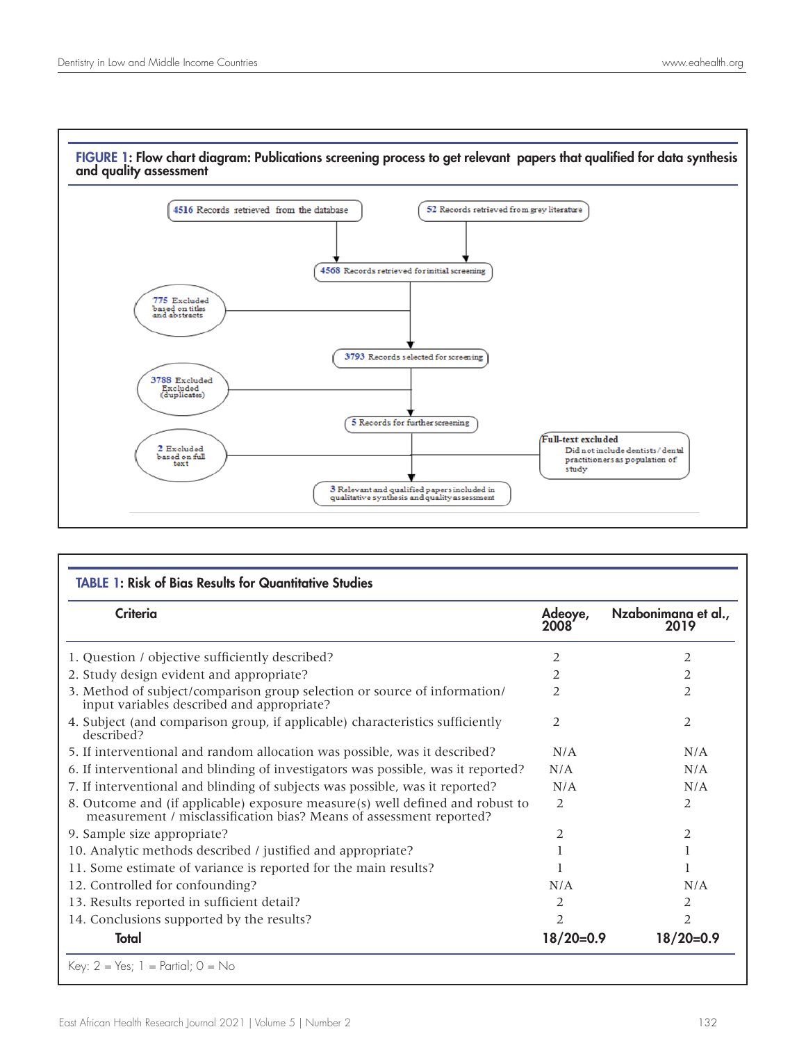**FIGURE 1: Flow chart diagram: Publications screening process to get relevant papers that qualified for data synthesis and quality assessment**

4516 Records retrieved from the database

52 Records retrieved from grey literature

4568 Records retrieved for initial screening

775 Excluded based on titles and abstracts

3793 Records selected for screening

3788 Excluded Excluded (duplicates)

5 Records for further screening

2 Excluded based on full text

Full-text excluded
Did not include dentists / dental practitioners as population of study

3 Relevant and qualified papers included in qualitative synthesis and quality assessment

**TABLE 1: Risk of Bias Results for Quantitative Studies**

| Criteria | Adeoye, 2008 | Nzabonimana et al., 2019 |
|---|---|---|
| 1. Question / objective sufficiently described? | 2 | 2 |
| 2. Study design evident and appropriate? | 2 | 2 |
| 3. Method of subject/comparison group selection or source of information/ input variables described and appropriate? | 2 | 2 |
| 4. Subject (and comparison group, if applicable) characteristics sufficiently described? | 2 | 2 |
| 5. If interventional and random allocation was possible, was it described? | N/A | N/A |
| 6. If interventional and blinding of investigators was possible, was it reported? | N/A | N/A |
| 7. If interventional and blinding of subjects was possible, was it reported? | N/A | N/A |
| 8. Outcome and (if applicable) exposure measure(s) well defined and robust to measurement / misclassification bias? Means of assessment reported? | 2 | 2 |
| 9. Sample size appropriate? | 2 | 2 |
| 10. Analytic methods described / justified and appropriate? | 1 | 1 |
| 11. Some estimate of variance is reported for the main results? | 1 | 1 |
| 12. Controlled for confounding? | N/A | N/A |
| 13. Results reported in sufficient detail? | 2 | 2 |
| 14. Conclusions supported by the results? | 2 | 2 |
| **Total** | **18/20=0.9** | **18/20=0.9** |

Key: 2 = Yes; 1 = Partial; 0 = No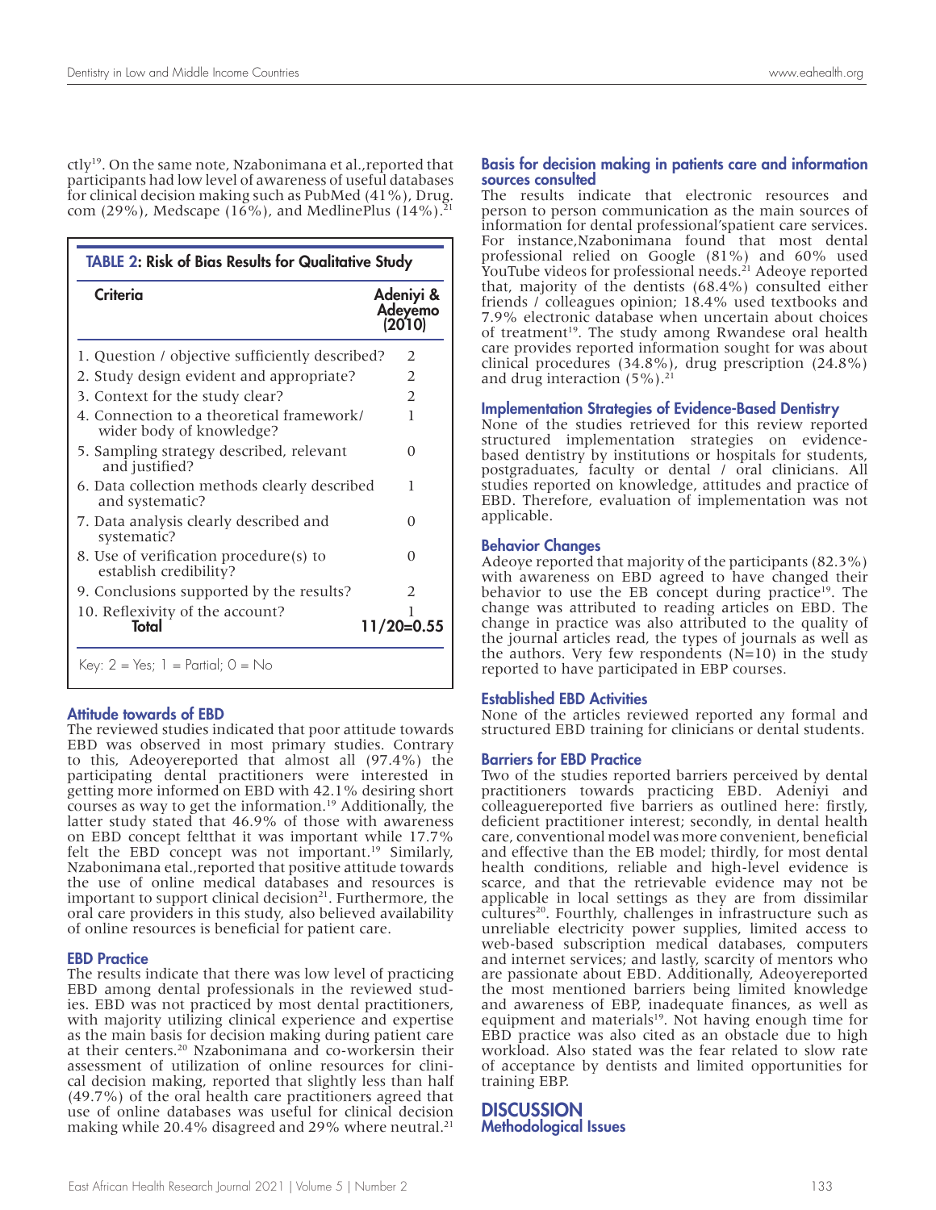ctly[19]. On the same note, Nzabonimana et al.,reported that participants had low level of awareness of useful databases for clinical decision making such as PubMed (41%), Drug.com (29%), Medscape (16%), and MedlinePlus (14%).[21]

**TABLE 2: Risk of Bias Results for Qualitative Study**

| Criteria | Adeniyi & Adeyemo (2010) |
|---|---|
| 1. Question / objective sufficiently described? | 2 |
| 2. Study design evident and appropriate? | 2 |
| 3. Context for the study clear? | 2 |
| 4. Connection to a theoretical framework/ wider body of knowledge? | 1 |
| 5. Sampling strategy described, relevant and justified? | 0 |
| 6. Data collection methods clearly described and systematic? | 1 |
| 7. Data analysis clearly described and systematic? | 0 |
| 8. Use of verification procedure(s) to establish credibility? | 0 |
| 9. Conclusions supported by the results? | 2 |
| 10. Reflexivity of the account? | 1 |
| **Total** | **11/20=0.55** |

Key: 2 = Yes; 1 = Partial; 0 = No

### Attitude towards of EBD

The reviewed studies indicated that poor attitude towards EBD was observed in most primary studies. Contrary to this, Adeoyereported that almost all (97.4%) the participating dental practitioners were interested in getting more informed on EBD with 42.1% desiring short courses as way to get the information.[19] Additionally, the latter study stated that 46.9% of those with awareness on EBD concept feltthat it was important while 17.7% felt the EBD concept was not important.[19] Similarly, Nzabonimana etal.,reported that positive attitude towards the use of online medical databases and resources is important to support clinical decision[21]. Furthermore, the oral care providers in this study, also believed availability of online resources is beneficial for patient care.

### EBD Practice

The results indicate that there was low level of practicing EBD among dental professionals in the reviewed studies. EBD was not practiced by most dental practitioners, with majority utilizing clinical experience and expertise as the main basis for decision making during patient care at their centers.[20] Nzabonimana and co-workersin their assessment of utilization of online resources for clinical decision making, reported that slightly less than half (49.7%) of the oral health care practitioners agreed that use of online databases was useful for clinical decision making while 20.4% disagreed and 29% where neutral.[21]

### Basis for decision making in patients care and information sources consulted

The results indicate that electronic resources and person to person communication as the main sources of information for dental professional'spatient care services. For instance,Nzabonimana found that most dental professional relied on Google (81%) and 60% used YouTube videos for professional needs.[21] Adeoye reported that, majority of the dentists (68.4%) consulted either friends / colleagues opinion; 18.4% used textbooks and 7.9% electronic database when uncertain about choices of treatment[19]. The study among Rwandese oral health care provides reported information sought for was about clinical procedures (34.8%), drug prescription (24.8%) and drug interaction (5%).[21]

### Implementation Strategies of Evidence-Based Dentistry

None of the studies retrieved for this review reported structured implementation strategies on evidence-based dentistry by institutions or hospitals for students, postgraduates, faculty or dental / oral clinicians. All studies reported on knowledge, attitudes and practice of EBD. Therefore, evaluation of implementation was not applicable.

### Behavior Changes

Adeoye reported that majority of the participants (82.3%) with awareness on EBD agreed to have changed their behavior to use the EB concept during practice[19]. The change was attributed to reading articles on EBD. The change in practice was also attributed to the quality of the journal articles read, the types of journals as well as the authors. Very few respondents (N=10) in the study reported to have participated in EBP courses.

### Established EBD Activities

None of the articles reviewed reported any formal and structured EBD training for clinicians or dental students.

### Barriers for EBD Practice

Two of the studies reported barriers perceived by dental practitioners towards practicing EBD. Adeniyi and colleaguereported five barriers as outlined here: firstly, deficient practitioner interest; secondly, in dental health care, conventional model was more convenient, beneficial and effective than the EB model; thirdly, for most dental health conditions, reliable and high-level evidence is scarce, and that the retrievable evidence may not be applicable in local settings as they are from dissimilar cultures[20]. Fourthly, challenges in infrastructure such as unreliable electricity power supplies, limited access to web-based subscription medical databases, computers and internet services; and lastly, scarcity of mentors who are passionate about EBD. Additionally, Adeoyereported the most mentioned barriers being limited knowledge and awareness of EBP, inadequate finances, as well as equipment and materials[19]. Not having enough time for EBD practice was also cited as an obstacle due to high workload. Also stated was the fear related to slow rate of acceptance by dentists and limited opportunities for training EBP.

## DISCUSSION

### Methodological Issues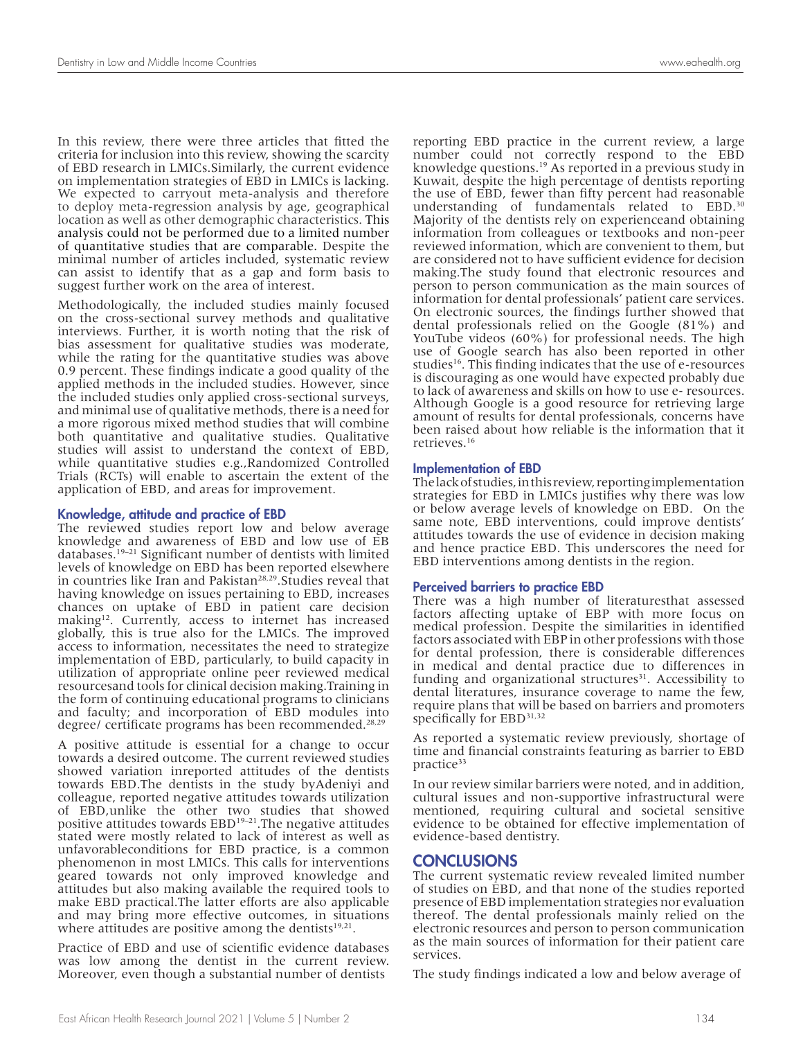In this review, there were three articles that fitted the criteria for inclusion into this review, showing the scarcity of EBD research in LMICs.Similarly, the current evidence on implementation strategies of EBD in LMICs is lacking. We expected to carryout meta-analysis and therefore to deploy meta-regression analysis by age, geographical location as well as other demographic characteristics. This analysis could not be performed due to a limited number of quantitative studies that are comparable. Despite the minimal number of articles included, systematic review can assist to identify that as a gap and form basis to suggest further work on the area of interest.

Methodologically, the included studies mainly focused on the cross-sectional survey methods and qualitative interviews. Further, it is worth noting that the risk of bias assessment for qualitative studies was moderate, while the rating for the quantitative studies was above 0.9 percent. These findings indicate a good quality of the applied methods in the included studies. However, since the included studies only applied cross-sectional surveys, and minimal use of qualitative methods, there is a need for a more rigorous mixed method studies that will combine both quantitative and qualitative studies. Qualitative studies will assist to understand the context of EBD, while quantitative studies e.g.,Randomized Controlled Trials (RCTs) will enable to ascertain the extent of the application of EBD, and areas for improvement.

### Knowledge, attitude and practice of EBD

The reviewed studies report low and below average knowledge and awareness of EBD and low use of EB databases.[19–21] Significant number of dentists with limited levels of knowledge on EBD has been reported elsewhere in countries like Iran and Pakistan[28,29].Studies reveal that having knowledge on issues pertaining to EBD, increases chances on uptake of EBD in patient care decision making[12]. Currently, access to internet has increased globally, this is true also for the LMICs. The improved access to information, necessitates the need to strategize implementation of EBD, particularly, to build capacity in utilization of appropriate online peer reviewed medical resourcesand tools for clinical decision making.Training in the form of continuing educational programs to clinicians and faculty; and incorporation of EBD modules into degree/ certificate programs has been recommended.[28,29]

A positive attitude is essential for a change to occur towards a desired outcome. The current reviewed studies showed variation inreported attitudes of the dentists towards EBD.The dentists in the study byAdeniyi and colleague, reported negative attitudes towards utilization of EBD,unlike the other two studies that showed positive attitudes towards EBD[19–21].The negative attitudes stated were mostly related to lack of interest as well as unfavorableconditions for EBD practice, is a common phenomenon in most LMICs. This calls for interventions geared towards not only improved knowledge and attitudes but also making available the required tools to make EBD practical.The latter efforts are also applicable and may bring more effective outcomes, in situations where attitudes are positive among the dentists[19,21].

Practice of EBD and use of scientific evidence databases was low among the dentist in the current review. Moreover, even though a substantial number of dentists reporting EBD practice in the current review, a large number could not correctly respond to the EBD knowledge questions.[19] As reported in a previous study in Kuwait, despite the high percentage of dentists reporting the use of EBD, fewer than fifty percent had reasonable understanding of fundamentals related to EBD.[30] Majority of the dentists rely on experienceand obtaining information from colleagues or textbooks and non-peer reviewed information, which are convenient to them, but are considered not to have sufficient evidence for decision making.The study found that electronic resources and person to person communication as the main sources of information for dental professionals' patient care services. On electronic sources, the findings further showed that dental professionals relied on the Google (81%) and YouTube videos (60%) for professional needs. The high use of Google search has also been reported in other studies[16]. This finding indicates that the use of e-resources is discouraging as one would have expected probably due to lack of awareness and skills on how to use e- resources. Although Google is a good resource for retrieving large amount of results for dental professionals, concerns have been raised about how reliable is the information that it retrieves.[16]

### Implementation of EBD

The lack of studies, in this review, reporting implementation strategies for EBD in LMICs justifies why there was low or below average levels of knowledge on EBD. On the same note, EBD interventions, could improve dentists' attitudes towards the use of evidence in decision making and hence practice EBD. This underscores the need for EBD interventions among dentists in the region.

### Perceived barriers to practice EBD

There was a high number of literaturesthat assessed factors affecting uptake of EBP with more focus on medical profession. Despite the similarities in identified factors associated with EBP in other professions with those for dental profession, there is considerable differences in medical and dental practice due to differences in funding and organizational structures[31]. Accessibility to dental literatures, insurance coverage to name the few, require plans that will be based on barriers and promoters specifically for EBD[31,32]

As reported a systematic review previously, shortage of time and financial constraints featuring as barrier to EBD practice[33]

In our review similar barriers were noted, and in addition, cultural issues and non-supportive infrastructural were mentioned, requiring cultural and societal sensitive evidence to be obtained for effective implementation of evidence-based dentistry.

## CONCLUSIONS

The current systematic review revealed limited number of studies on EBD, and that none of the studies reported presence of EBD implementation strategies nor evaluation thereof. The dental professionals mainly relied on the electronic resources and person to person communication as the main sources of information for their patient care services.

The study findings indicated a low and below average of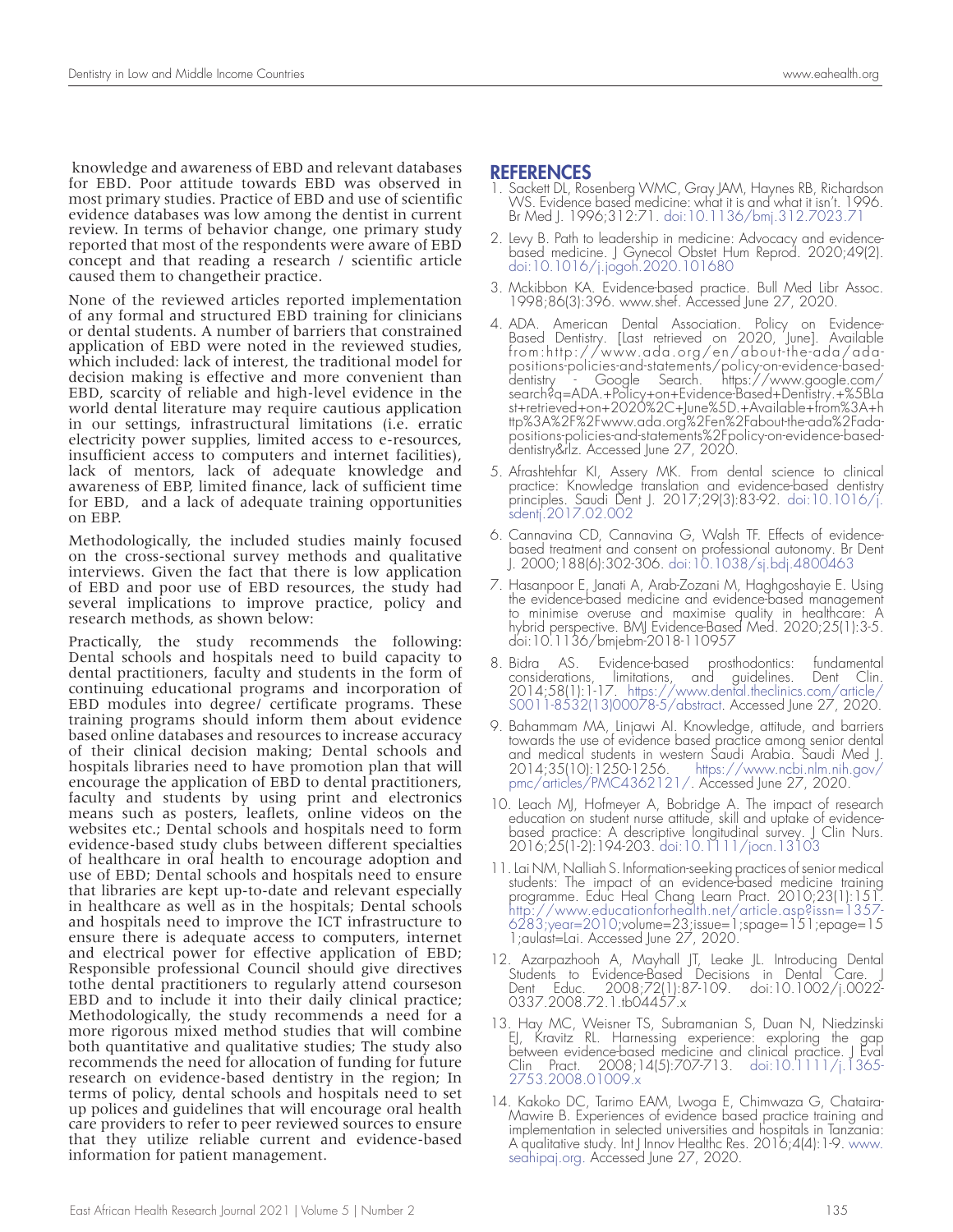knowledge and awareness of EBD and relevant databases for EBD. Poor attitude towards EBD was observed in most primary studies. Practice of EBD and use of scientific evidence databases was low among the dentist in current review. In terms of behavior change, one primary study reported that most of the respondents were aware of EBD concept and that reading a research / scientific article caused them to changetheir practice.

None of the reviewed articles reported implementation of any formal and structured EBD training for clinicians or dental students. A number of barriers that constrained application of EBD were noted in the reviewed studies, which included: lack of interest, the traditional model for decision making is effective and more convenient than EBD, scarcity of reliable and high-level evidence in the world dental literature may require cautious application in our settings, infrastructural limitations (i.e. erratic electricity power supplies, limited access to e-resources, insufficient access to computers and internet facilities), lack of mentors, lack of adequate knowledge and awareness of EBP, limited finance, lack of sufficient time for EBD, and a lack of adequate training opportunities on EBP.

Methodologically, the included studies mainly focused on the cross-sectional survey methods and qualitative interviews. Given the fact that there is low application of EBD and poor use of EBD resources, the study had several implications to improve practice, policy and research methods, as shown below:

Practically, the study recommends the following: Dental schools and hospitals need to build capacity to dental practitioners, faculty and students in the form of continuing educational programs and incorporation of EBD modules into degree/ certificate programs. These training programs should inform them about evidence based online databases and resources to increase accuracy of their clinical decision making; Dental schools and hospitals libraries need to have promotion plan that will encourage the application of EBD to dental practitioners, faculty and students by using print and electronics means such as posters, leaflets, online videos on the websites etc.; Dental schools and hospitals need to form evidence-based study clubs between different specialties of healthcare in oral health to encourage adoption and use of EBD; Dental schools and hospitals need to ensure that libraries are kept up-to-date and relevant especially in healthcare as well as in the hospitals; Dental schools and hospitals need to improve the ICT infrastructure to ensure there is adequate access to computers, internet and electrical power for effective application of EBD; Responsible professional Council should give directives tothe dental practitioners to regularly attend courseson EBD and to include it into their daily clinical practice; Methodologically, the study recommends a need for a more rigorous mixed method studies that will combine both quantitative and qualitative studies; The study also recommends the need for allocation of funding for future research on evidence-based dentistry in the region; In terms of policy, dental schools and hospitals need to set up polices and guidelines that will encourage oral health care providers to refer to peer reviewed sources to ensure that they utilize reliable current and evidence-based information for patient management.

## REFERENCES

1. Sackett DL, Rosenberg WMC, Gray JAM, Haynes RB, Richardson WS. Evidence based medicine: what it is and what it isn't. 1996. Br Med J. 1996;312:71. doi:10.1136/bmj.312.7023.71
2. Levy B. Path to leadership in medicine: Advocacy and evidence-based medicine. J Gynecol Obstet Hum Reprod. 2020;49(2). doi:10.1016/j.jogoh.2020.101680
3. Mckibbon KA. Evidence-based practice. Bull Med Libr Assoc. 1998;86(3):396. www.shef. Accessed June 27, 2020.
4. ADA. American Dental Association. Policy on Evidence-Based Dentistry. [Last retrieved on 2020, June]. Available from:http://www.ada.org/en/about-the-ada/ada-positions-policies-and-statements/policy-on-evidence-based-dentistry - Google Search. https://www.google.com/search?q=ADA.+Policy+on+Evidence-Based+Dentistry.+%5BLast+retrieved+on+2020%2C+June%5D.+Available+from%3A+http%3A%2F%2Fwww.ada.org%2Fen%2Fabout-the-ada%2Fada-positions-policies-and-statements%2Fpolicy-on-evidence-based-dentistry&rlz. Accessed June 27, 2020.
5. Afrashtehfar KI, Assery MK. From dental science to clinical practice: Knowledge translation and evidence-based dentistry principles. Saudi Dent J. 2017;29(3):83-92. doi:10.1016/j.sdentj.2017.02.002
6. Cannavina CD, Cannavina G, Walsh TF. Effects of evidence-based treatment and consent on professional autonomy. Br Dent J. 2000;188(6):302-306. doi:10.1038/sj.bdj.4800463
7. Hasanpoor E, Janati A, Arab-Zozani M, Haghgoshayie E. Using the evidence-based medicine and evidence-based management to minimise overuse and maximise quality in healthcare: A hybrid perspective. BMJ Evidence-Based Med. 2020;25(1):3-5. doi:10.1136/bmjebm-2018-110957
8. Bidra AS. Evidence-based prosthodontics: fundamental considerations, limitations, and guidelines. Dent Clin. 2014;58(1):1-17. https://www.dental.theclinics.com/article/S0011-8532(13)00078-5/abstract. Accessed June 27, 2020.
9. Bahammam MA, Linjawi AI. Knowledge, attitude, and barriers towards the use of evidence based practice among senior dental and medical students in western Saudi Arabia. Saudi Med J. 2014;35(10):1250-1256. https://www.ncbi.nlm.nih.gov/pmc/articles/PMC4362121/. Accessed June 27, 2020.
10. Leach MJ, Hofmeyer A, Bobridge A. The impact of research education on student nurse attitude, skill and uptake of evidence-based practice: A descriptive longitudinal survey. J Clin Nurs. 2016;25(1-2):194-203. doi:10.1111/jocn.13103
11. Lai NM, Nalliah S. Information-seeking practices of senior medical students: The impact of an evidence-based medicine training programme. Educ Heal Chang Learn Pract. 2010;23(1):151. http://www.educationforhealth.net/article.asp?issn=1357-6283;year=2010;volume=23;issue=1;spage=151;epage=151;aulast=Lai. Accessed June 27, 2020.
12. Azarpazhooh A, Mayhall JT, Leake JL. Introducing Dental Students to Evidence-Based Decisions in Dental Care. J Dent Educ. 2008;72(1):87-109. doi:10.1002/j.0022-0337.2008.72.1.tb04457.x
13. Hay MC, Weisner TS, Subramanian S, Duan N, Niedzinski EJ, Kravitz RL. Harnessing experience: exploring the gap between evidence-based medicine and clinical practice. J Eval Clin Pract. 2008;14(5):707-713. doi:10.1111/j.1365-2753.2008.01009.x
14. Kakoko DC, Tarimo EAM, Lwoga E, Chimwaza G, Chataira-Mawire B. Experiences of evidence based practice training and implementation in selected universities and hospitals in Tanzania: A qualitative study. Int J Innov Healthc Res. 2016;4(4):1-9. www.seahipaj.org. Accessed June 27, 2020.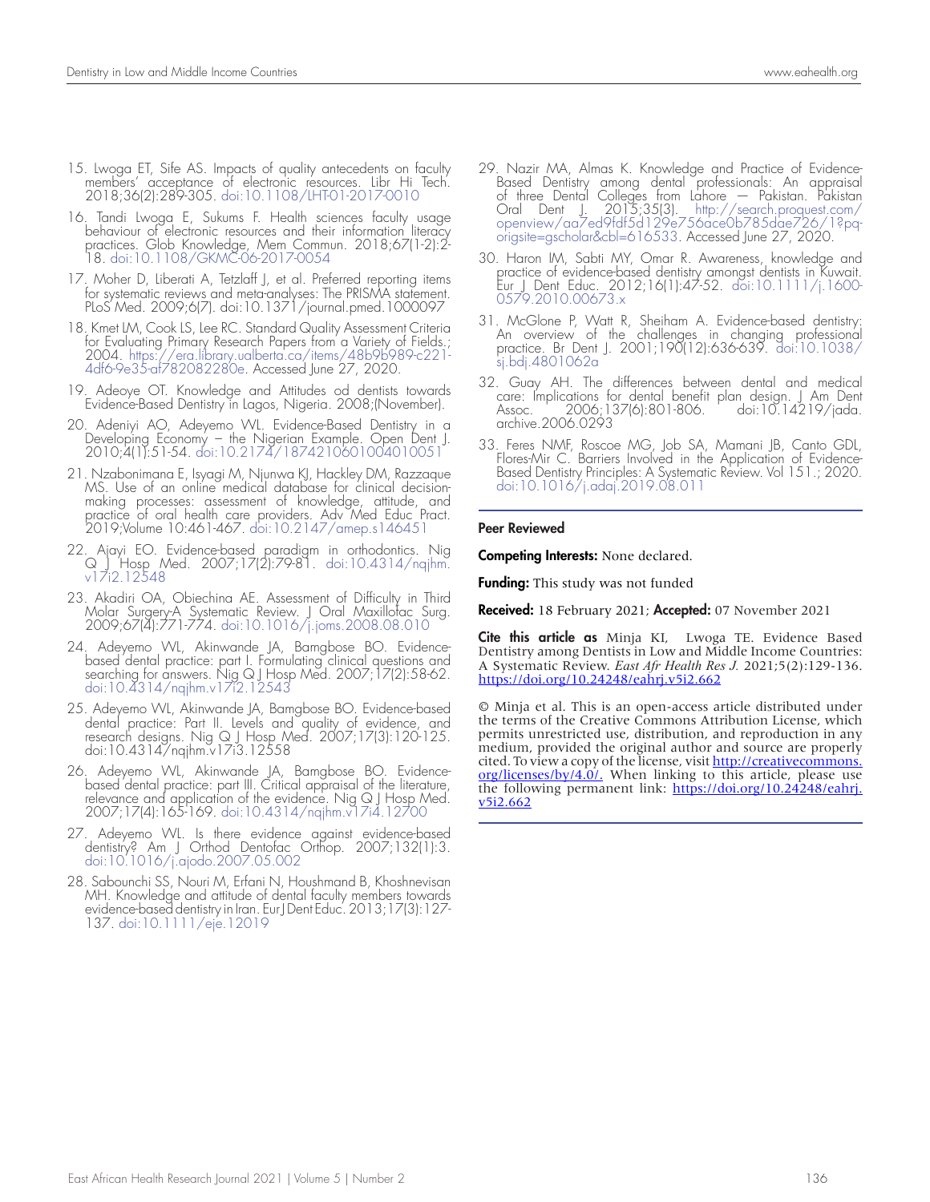15. Lwoga ET, Sife AS. Impacts of quality antecedents on faculty members' acceptance of electronic resources. Libr Hi Tech. 2018;36(2):289-305. doi:10.1108/LHT-01-2017-0010

16. Tandi Lwoga E, Sukums F. Health sciences faculty usage behaviour of electronic resources and their information literacy practices. Glob Knowledge, Mem Commun. 2018;67(1-2):2-18. doi:10.1108/GKMC-06-2017-0054

17. Moher D, Liberati A, Tetzlaff J, et al. Preferred reporting items for systematic reviews and meta-analyses: The PRISMA statement. PLoS Med. 2009;6(7). doi:10.1371/journal.pmed.1000097

18. Kmet LM, Cook LS, Lee RC. Standard Quality Assessment Criteria for Evaluating Primary Research Papers from a Variety of Fields.; 2004. https://era.library.ualberta.ca/items/48b9b989-c221-4df6-9e35-af782082280e. Accessed June 27, 2020.

19. Adeoye OT. Knowledge and Attitudes od dentists towards Evidence-Based Dentistry in Lagos, Nigeria. 2008;(November).

20. Adeniyi AO, Adeyemo WL. Evidence-Based Dentistry in a Developing Economy – the Nigerian Example. Open Dent J. 2010;4(1):51-54. doi:10.2174/1874210601004010051

21. Nzabonimana E, Isyagi M, Njunwa KJ, Hackley DM, Razzaque MS. Use of an online medical database for clinical decision-making processes: assessment of knowledge, attitude, and practice of oral health care providers. Adv Med Educ Pract. 2019;Volume 10:461-467. doi:10.2147/amep.s146451

22. Ajayi EO. Evidence-based paradigm in orthodontics. Nig Q J Hosp Med. 2007;17(2):79-81. doi:10.4314/nqjhm.v17i2.12548

23. Akadiri OA, Obiechina AE. Assessment of Difficulty in Third Molar Surgery-A Systematic Review. J Oral Maxillofac Surg. 2009;67(4):771-774. doi:10.1016/j.joms.2008.08.010

24. Adeyemo WL, Akinwande JA, Bamgbose BO. Evidence-based dental practice: part I. Formulating clinical questions and searching for answers. Nig Q J Hosp Med. 2007;17(2):58-62. doi:10.4314/nqjhm.v17i2.12543

25. Adeyemo WL, Akinwande JA, Bamgbose BO. Evidence-based dental practice: Part II. Levels and quality of evidence, and research designs. Nig Q J Hosp Med. 2007;17(3):120-125. doi:10.4314/nqjhm.v17i3.12558

26. Adeyemo WL, Akinwande JA, Bamgbose BO. Evidence-based dental practice: part III. Critical appraisal of the literature, relevance and application of the evidence. Nig Q J Hosp Med. 2007;17(4):165-169. doi:10.4314/nqjhm.v17i4.12700

27. Adeyemo WL. Is there evidence against evidence-based dentistry? Am J Orthod Dentofac Orthop. 2007;132(1):3. doi:10.1016/j.ajodo.2007.05.002

28. Sabounchi SS, Nouri M, Erfani N, Houshmand B, Khoshnevisan MH. Knowledge and attitude of dental faculty members towards evidence-based dentistry in Iran. Eur J Dent Educ. 2013;17(3):127-137. doi:10.1111/eje.12019

29. Nazir MA, Almas K. Knowledge and Practice of Evidence-Based Dentistry among dental professionals: An appraisal of three Dental Colleges from Lahore — Pakistan. Pakistan Oral Dent J. 2015;35(3). http://search.proquest.com/openview/aa7ed9fdf5d129e756ace0b785dae726/1?pq-origsite=gscholar&cbl=616533. Accessed June 27, 2020.

30. Haron IM, Sabti MY, Omar R. Awareness, knowledge and practice of evidence-based dentistry amongst dentists in Kuwait. Eur J Dent Educ. 2012;16(1):47-52. doi:10.1111/j.1600-0579.2010.00673.x

31. McGlone P, Watt R, Sheiham A. Evidence-based dentistry: An overview of the challenges in changing professional practice. Br Dent J. 2001;190(12):636-639. doi:10.1038/sj.bdj.4801062a

32. Guay AH. The differences between dental and medical care: Implications for dental benefit plan design. J Am Dent Assoc. 2006;137(6):801-806. doi:10.14219/jada.archive.2006.0293

33. Feres NMF, Roscoe MG, Job SA, Mamani JB, Canto GDL, Flores-Mir C. Barriers Involved in the Application of Evidence-Based Dentistry Principles: A Systematic Review. Vol 151.; 2020. doi:10.1016/j.adaj.2019.08.011

**Peer Reviewed**

**Competing Interests:** None declared.

**Funding:** This study was not funded

**Received:** 18 February 2021; **Accepted:** 07 November 2021

**Cite this article as** Minja KI, Lwoga TE. Evidence Based Dentistry among Dentists in Low and Middle Income Countries: A Systematic Review. *East Afr Health Res J.* 2021;5(2):129-136. https://doi.org/10.24248/eahrj.v5i2.662

© Minja et al. This is an open-access article distributed under the terms of the Creative Commons Attribution License, which permits unrestricted use, distribution, and reproduction in any medium, provided the original author and source are properly cited. To view a copy of the license, visit http://creativecommons.org/licenses/by/4.0/. When linking to this article, please use the following permanent link: https://doi.org/10.24248/eahrj.v5i2.662